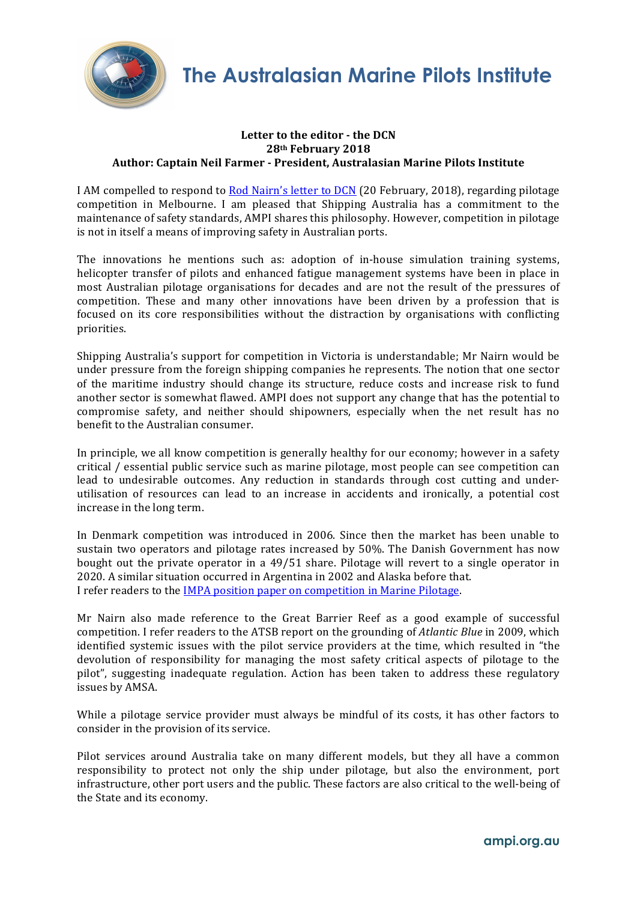# The Australasian Marine Pilots Institute

**Letter to the editor - the DCN**
**28th February 2018**
**Author: Captain Neil Farmer - President, Australasian Marine Pilots Institute**

I AM compelled to respond to Rod Nairn's letter to DCN (20 February, 2018), regarding pilotage competition in Melbourne. I am pleased that Shipping Australia has a commitment to the maintenance of safety standards, AMPI shares this philosophy. However, competition in pilotage is not in itself a means of improving safety in Australian ports.

The innovations he mentions such as: adoption of in-house simulation training systems, helicopter transfer of pilots and enhanced fatigue management systems have been in place in most Australian pilotage organisations for decades and are not the result of the pressures of competition. These and many other innovations have been driven by a profession that is focused on its core responsibilities without the distraction by organisations with conflicting priorities.

Shipping Australia's support for competition in Victoria is understandable; Mr Nairn would be under pressure from the foreign shipping companies he represents. The notion that one sector of the maritime industry should change its structure, reduce costs and increase risk to fund another sector is somewhat flawed. AMPI does not support any change that has the potential to compromise safety, and neither should shipowners, especially when the net result has no benefit to the Australian consumer.

In principle, we all know competition is generally healthy for our economy; however in a safety critical / essential public service such as marine pilotage, most people can see competition can lead to undesirable outcomes. Any reduction in standards through cost cutting and under-utilisation of resources can lead to an increase in accidents and ironically, a potential cost increase in the long term.

In Denmark competition was introduced in 2006. Since then the market has been unable to sustain two operators and pilotage rates increased by 50%. The Danish Government has now bought out the private operator in a 49/51 share. Pilotage will revert to a single operator in 2020. A similar situation occurred in Argentina in 2002 and Alaska before that.
I refer readers to the IMPA position paper on competition in Marine Pilotage.

Mr Nairn also made reference to the Great Barrier Reef as a good example of successful competition. I refer readers to the ATSB report on the grounding of *Atlantic Blue* in 2009, which identified systemic issues with the pilot service providers at the time, which resulted in "the devolution of responsibility for managing the most safety critical aspects of pilotage to the pilot", suggesting inadequate regulation. Action has been taken to address these regulatory issues by AMSA.

While a pilotage service provider must always be mindful of its costs, it has other factors to consider in the provision of its service.

Pilot services around Australia take on many different models, but they all have a common responsibility to protect not only the ship under pilotage, but also the environment, port infrastructure, other port users and the public. These factors are also critical to the well-being of the State and its economy.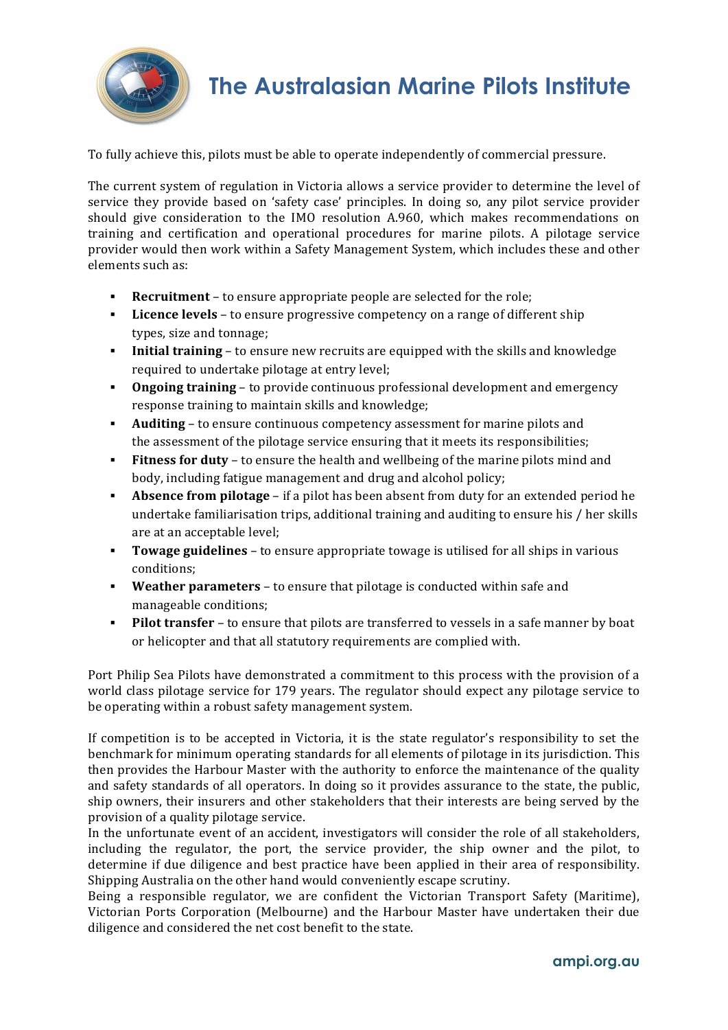To fully achieve this, pilots must be able to operate independently of commercial pressure.

The current system of regulation in Victoria allows a service provider to determine the level of service they provide based on 'safety case' principles. In doing so, any pilot service provider should give consideration to the IMO resolution A.960, which makes recommendations on training and certification and operational procedures for marine pilots. A pilotage service provider would then work within a Safety Management System, which includes these and other elements such as:

- **Recruitment** – to ensure appropriate people are selected for the role;
- **Licence levels** – to ensure progressive competency on a range of different ship types, size and tonnage;
- **Initial training** – to ensure new recruits are equipped with the skills and knowledge required to undertake pilotage at entry level;
- **Ongoing training** – to provide continuous professional development and emergency response training to maintain skills and knowledge;
- **Auditing** – to ensure continuous competency assessment for marine pilots and the assessment of the pilotage service ensuring that it meets its responsibilities;
- **Fitness for duty** – to ensure the health and wellbeing of the marine pilots mind and body, including fatigue management and drug and alcohol policy;
- **Absence from pilotage** – if a pilot has been absent from duty for an extended period he undertake familiarisation trips, additional training and auditing to ensure his / her skills are at an acceptable level;
- **Towage guidelines** – to ensure appropriate towage is utilised for all ships in various conditions;
- **Weather parameters** – to ensure that pilotage is conducted within safe and manageable conditions;
- **Pilot transfer** – to ensure that pilots are transferred to vessels in a safe manner by boat or helicopter and that all statutory requirements are complied with.

Port Philip Sea Pilots have demonstrated a commitment to this process with the provision of a world class pilotage service for 179 years. The regulator should expect any pilotage service to be operating within a robust safety management system.

If competition is to be accepted in Victoria, it is the state regulator's responsibility to set the benchmark for minimum operating standards for all elements of pilotage in its jurisdiction. This then provides the Harbour Master with the authority to enforce the maintenance of the quality and safety standards of all operators. In doing so it provides assurance to the state, the public, ship owners, their insurers and other stakeholders that their interests are being served by the provision of a quality pilotage service.

In the unfortunate event of an accident, investigators will consider the role of all stakeholders, including the regulator, the port, the service provider, the ship owner and the pilot, to determine if due diligence and best practice have been applied in their area of responsibility. Shipping Australia on the other hand would conveniently escape scrutiny.

Being a responsible regulator, we are confident the Victorian Transport Safety (Maritime), Victorian Ports Corporation (Melbourne) and the Harbour Master have undertaken their due diligence and considered the net cost benefit to the state.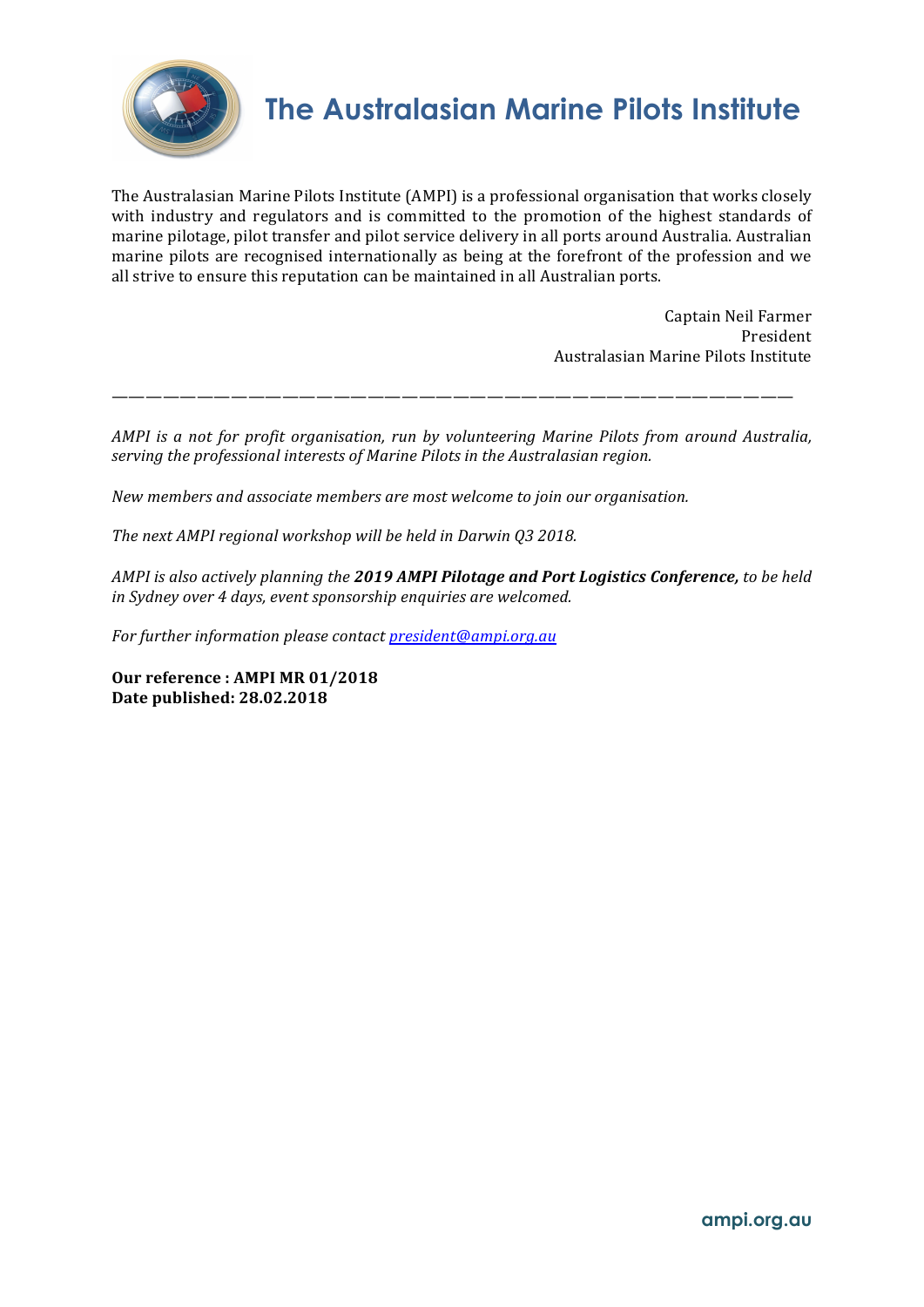# The Australasian Marine Pilots Institute

The Australasian Marine Pilots Institute (AMPI) is a professional organisation that works closely with industry and regulators and is committed to the promotion of the highest standards of marine pilotage, pilot transfer and pilot service delivery in all ports around Australia. Australian marine pilots are recognised internationally as being at the forefront of the profession and we all strive to ensure this reputation can be maintained in all Australian ports.

Captain Neil Farmer
President
Australasian Marine Pilots Institute

---

*AMPI is a not for profit organisation, run by volunteering Marine Pilots from around Australia, serving the professional interests of Marine Pilots in the Australasian region.*

*New members and associate members are most welcome to join our organisation.*

*The next AMPI regional workshop will be held in Darwin Q3 2018.*

*AMPI is also actively planning the* ***2019 AMPI Pilotage and Port Logistics Conference,*** *to be held in Sydney over 4 days, event sponsorship enquiries are welcomed.*

*For further information please contact [president@ampi.org.au](mailto:president@ampi.org.au)*

**Our reference : AMPI MR 01/2018**
**Date published: 28.02.2018**

ampi.org.au